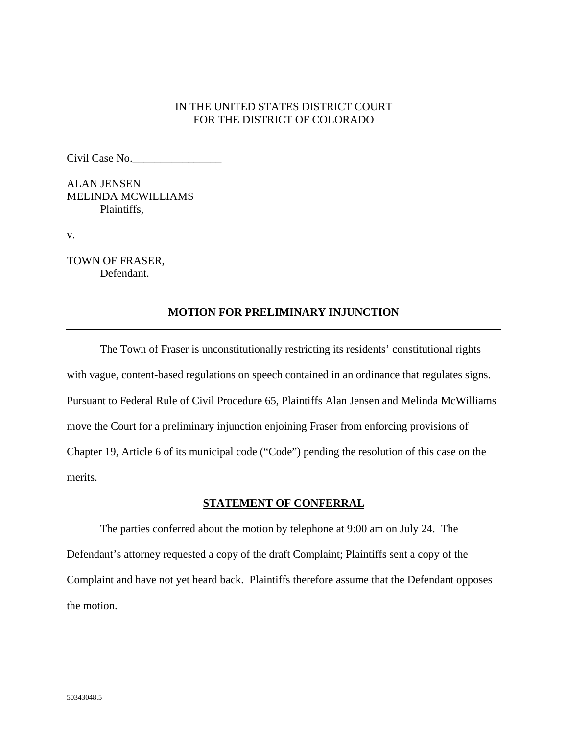IN THE UNITED STATES DISTRICT COURT
FOR THE DISTRICT OF COLORADO

Civil Case No.________________

ALAN JENSEN
MELINDA MCWILLIAMS
Plaintiffs,

v.

TOWN OF FRASER,
Defendant.

---

## MOTION FOR PRELIMINARY INJUNCTION

---

The Town of Fraser is unconstitutionally restricting its residents' constitutional rights with vague, content-based regulations on speech contained in an ordinance that regulates signs. Pursuant to Federal Rule of Civil Procedure 65, Plaintiffs Alan Jensen and Melinda McWilliams move the Court for a preliminary injunction enjoining Fraser from enforcing provisions of Chapter 19, Article 6 of its municipal code ("Code") pending the resolution of this case on the merits.

## STATEMENT OF CONFERRAL

The parties conferred about the motion by telephone at 9:00 am on July 24. The Defendant's attorney requested a copy of the draft Complaint; Plaintiffs sent a copy of the Complaint and have not yet heard back. Plaintiffs therefore assume that the Defendant opposes the motion.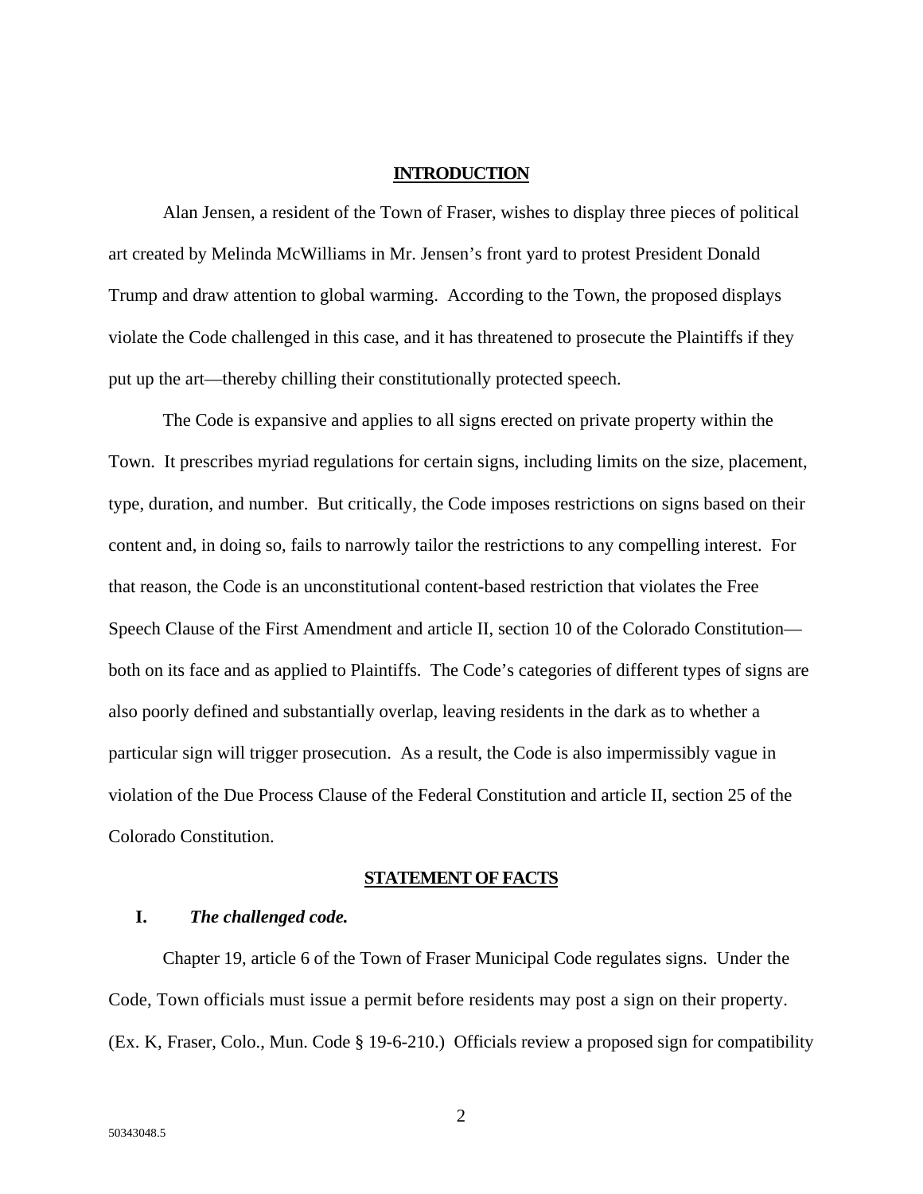## INTRODUCTION

Alan Jensen, a resident of the Town of Fraser, wishes to display three pieces of political art created by Melinda McWilliams in Mr. Jensen's front yard to protest President Donald Trump and draw attention to global warming. According to the Town, the proposed displays violate the Code challenged in this case, and it has threatened to prosecute the Plaintiffs if they put up the art—thereby chilling their constitutionally protected speech.

The Code is expansive and applies to all signs erected on private property within the Town. It prescribes myriad regulations for certain signs, including limits on the size, placement, type, duration, and number. But critically, the Code imposes restrictions on signs based on their content and, in doing so, fails to narrowly tailor the restrictions to any compelling interest. For that reason, the Code is an unconstitutional content-based restriction that violates the Free Speech Clause of the First Amendment and article II, section 10 of the Colorado Constitution—both on its face and as applied to Plaintiffs. The Code's categories of different types of signs are also poorly defined and substantially overlap, leaving residents in the dark as to whether a particular sign will trigger prosecution. As a result, the Code is also impermissibly vague in violation of the Due Process Clause of the Federal Constitution and article II, section 25 of the Colorado Constitution.

## STATEMENT OF FACTS

### I. *The challenged code.*

Chapter 19, article 6 of the Town of Fraser Municipal Code regulates signs. Under the Code, Town officials must issue a permit before residents may post a sign on their property. (Ex. K, Fraser, Colo., Mun. Code § 19-6-210.) Officials review a proposed sign for compatibility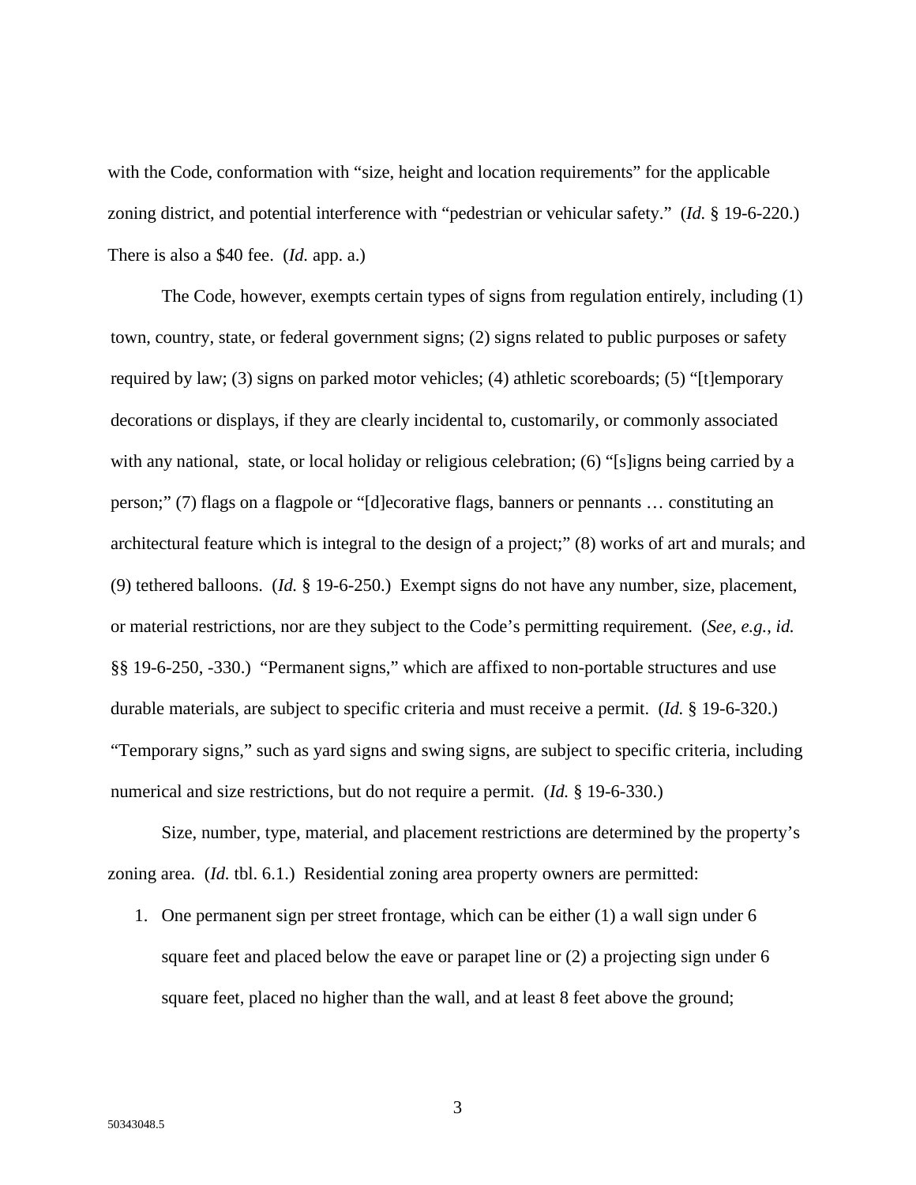with the Code, conformation with "size, height and location requirements" for the applicable zoning district, and potential interference with "pedestrian or vehicular safety." (*Id.* § 19-6-220.) There is also a $40 fee. (*Id.* app. a.)

The Code, however, exempts certain types of signs from regulation entirely, including (1) town, country, state, or federal government signs; (2) signs related to public purposes or safety required by law; (3) signs on parked motor vehicles; (4) athletic scoreboards; (5) "[t]emporary decorations or displays, if they are clearly incidental to, customarily, or commonly associated with any national, state, or local holiday or religious celebration; (6) "[s]igns being carried by a person;" (7) flags on a flagpole or "[d]ecorative flags, banners or pennants … constituting an architectural feature which is integral to the design of a project;" (8) works of art and murals; and (9) tethered balloons. (*Id.* § 19-6-250.) Exempt signs do not have any number, size, placement, or material restrictions, nor are they subject to the Code's permitting requirement. (*See, e.g.*, *id.* §§ 19-6-250, -330.) "Permanent signs," which are affixed to non-portable structures and use durable materials, are subject to specific criteria and must receive a permit. (*Id.* § 19-6-320.) "Temporary signs," such as yard signs and swing signs, are subject to specific criteria, including numerical and size restrictions, but do not require a permit. (*Id.* § 19-6-330.)

Size, number, type, material, and placement restrictions are determined by the property's zoning area. (*Id.* tbl. 6.1.) Residential zoning area property owners are permitted:

1. One permanent sign per street frontage, which can be either (1) a wall sign under 6 square feet and placed below the eave or parapet line or (2) a projecting sign under 6 square feet, placed no higher than the wall, and at least 8 feet above the ground;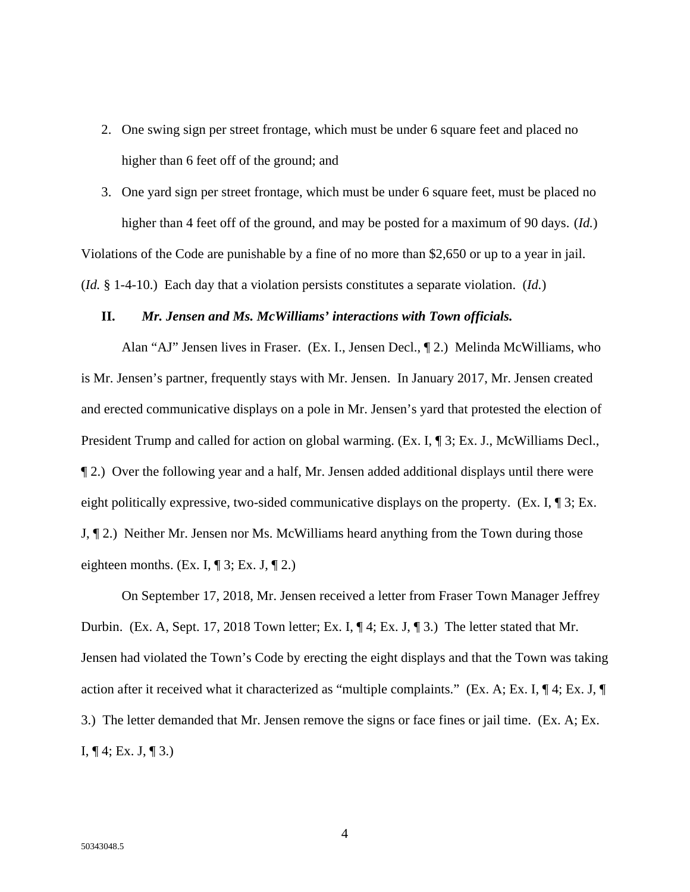2. One swing sign per street frontage, which must be under 6 square feet and placed no higher than 6 feet off of the ground; and

3. One yard sign per street frontage, which must be under 6 square feet, must be placed no higher than 4 feet off of the ground, and may be posted for a maximum of 90 days. (*Id.*)

Violations of the Code are punishable by a fine of no more than $2,650 or up to a year in jail. (*Id.* § 1-4-10.) Each day that a violation persists constitutes a separate violation. (*Id.*)

### II. *Mr. Jensen and Ms. McWilliams' interactions with Town officials.*

Alan "AJ" Jensen lives in Fraser. (Ex. I., Jensen Decl., ¶ 2.) Melinda McWilliams, who is Mr. Jensen's partner, frequently stays with Mr. Jensen. In January 2017, Mr. Jensen created and erected communicative displays on a pole in Mr. Jensen's yard that protested the election of President Trump and called for action on global warming. (Ex. I, ¶ 3; Ex. J., McWilliams Decl., ¶ 2.) Over the following year and a half, Mr. Jensen added additional displays until there were eight politically expressive, two-sided communicative displays on the property. (Ex. I, ¶ 3; Ex. J, ¶ 2.) Neither Mr. Jensen nor Ms. McWilliams heard anything from the Town during those eighteen months. (Ex. I, ¶ 3; Ex. J, ¶ 2.)

On September 17, 2018, Mr. Jensen received a letter from Fraser Town Manager Jeffrey Durbin. (Ex. A, Sept. 17, 2018 Town letter; Ex. I, ¶ 4; Ex. J, ¶ 3.) The letter stated that Mr. Jensen had violated the Town's Code by erecting the eight displays and that the Town was taking action after it received what it characterized as "multiple complaints." (Ex. A; Ex. I, ¶ 4; Ex. J, ¶ 3.) The letter demanded that Mr. Jensen remove the signs or face fines or jail time. (Ex. A; Ex. I, ¶ 4; Ex. J, ¶ 3.)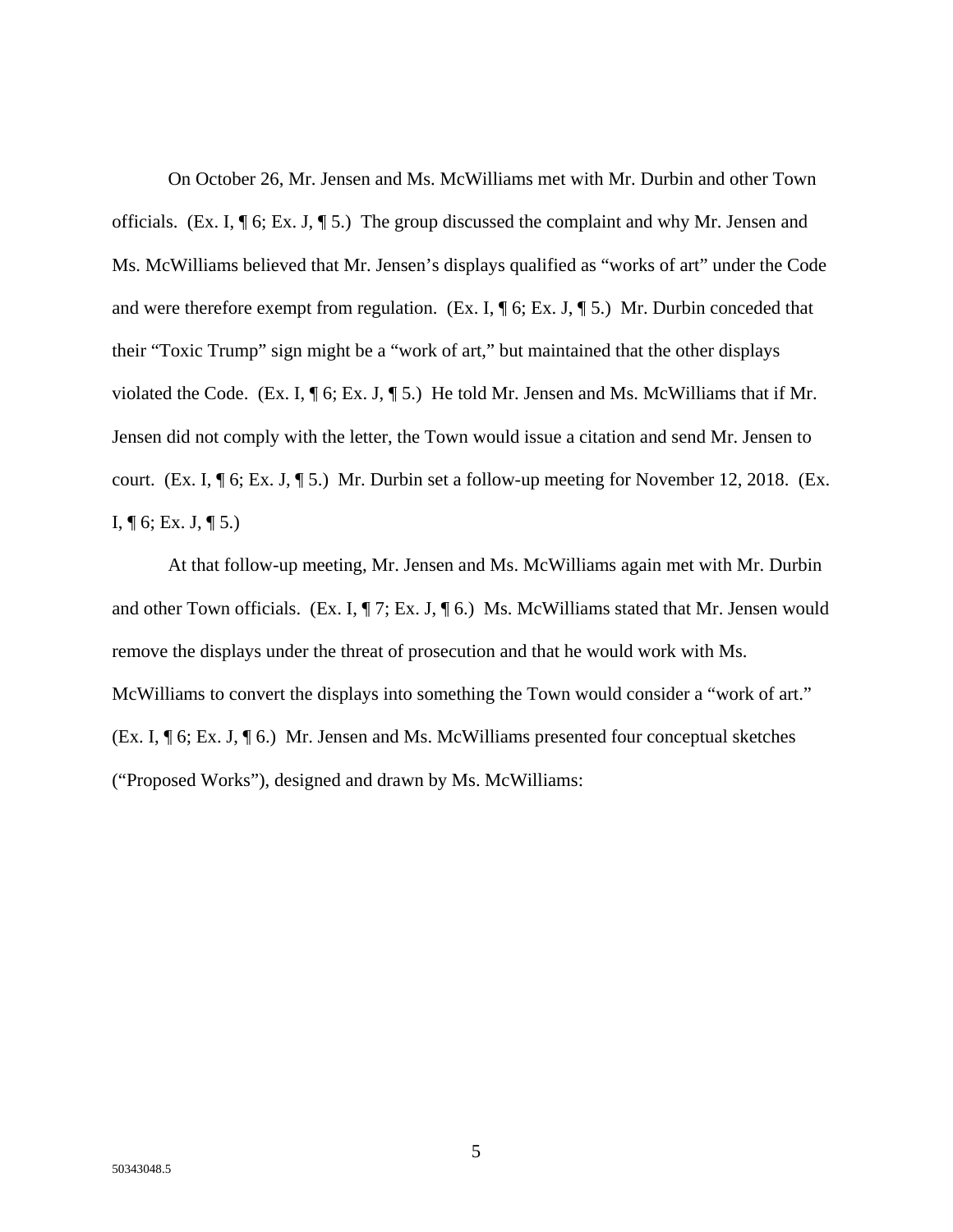On October 26, Mr. Jensen and Ms. McWilliams met with Mr. Durbin and other Town officials. (Ex. I, ¶ 6; Ex. J, ¶ 5.) The group discussed the complaint and why Mr. Jensen and Ms. McWilliams believed that Mr. Jensen's displays qualified as "works of art" under the Code and were therefore exempt from regulation. (Ex. I, ¶ 6; Ex. J, ¶ 5.) Mr. Durbin conceded that their "Toxic Trump" sign might be a "work of art," but maintained that the other displays violated the Code. (Ex. I, ¶ 6; Ex. J, ¶ 5.) He told Mr. Jensen and Ms. McWilliams that if Mr. Jensen did not comply with the letter, the Town would issue a citation and send Mr. Jensen to court. (Ex. I, ¶ 6; Ex. J, ¶ 5.) Mr. Durbin set a follow-up meeting for November 12, 2018. (Ex. I, ¶ 6; Ex. J, ¶ 5.)

At that follow-up meeting, Mr. Jensen and Ms. McWilliams again met with Mr. Durbin and other Town officials. (Ex. I, ¶ 7; Ex. J, ¶ 6.) Ms. McWilliams stated that Mr. Jensen would remove the displays under the threat of prosecution and that he would work with Ms. McWilliams to convert the displays into something the Town would consider a "work of art." (Ex. I, ¶ 6; Ex. J, ¶ 6.) Mr. Jensen and Ms. McWilliams presented four conceptual sketches ("Proposed Works"), designed and drawn by Ms. McWilliams: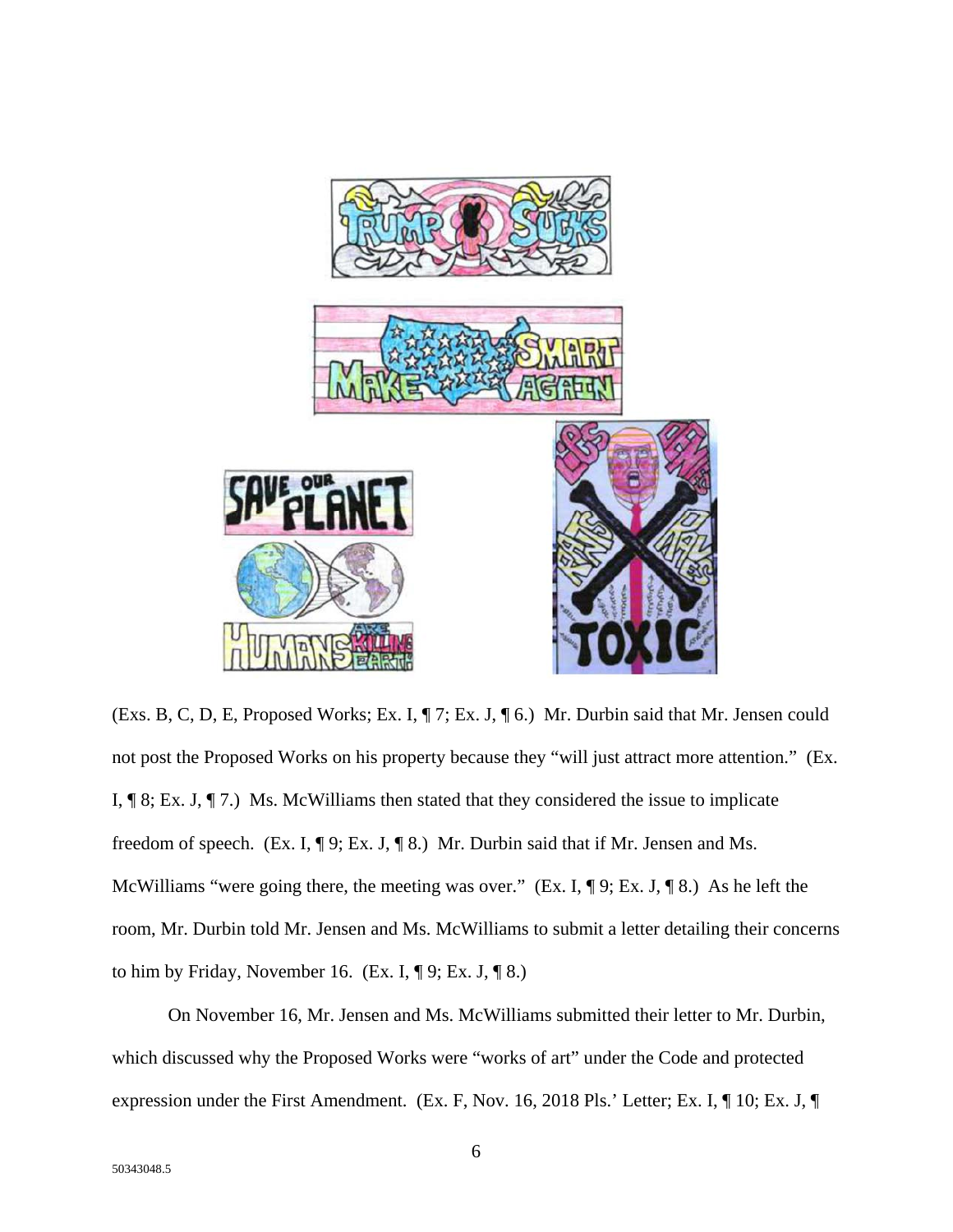(Exs. B, C, D, E, Proposed Works; Ex. I, ¶ 7; Ex. J, ¶ 6.) Mr. Durbin said that Mr. Jensen could not post the Proposed Works on his property because they "will just attract more attention." (Ex. I, ¶ 8; Ex. J, ¶ 7.) Ms. McWilliams then stated that they considered the issue to implicate freedom of speech. (Ex. I, ¶ 9; Ex. J, ¶ 8.) Mr. Durbin said that if Mr. Jensen and Ms. McWilliams "were going there, the meeting was over." (Ex. I, ¶ 9; Ex. J, ¶ 8.) As he left the room, Mr. Durbin told Mr. Jensen and Ms. McWilliams to submit a letter detailing their concerns to him by Friday, November 16. (Ex. I, ¶ 9; Ex. J, ¶ 8.)

On November 16, Mr. Jensen and Ms. McWilliams submitted their letter to Mr. Durbin, which discussed why the Proposed Works were "works of art" under the Code and protected expression under the First Amendment. (Ex. F, Nov. 16, 2018 Pls.' Letter; Ex. I, ¶ 10; Ex. J, ¶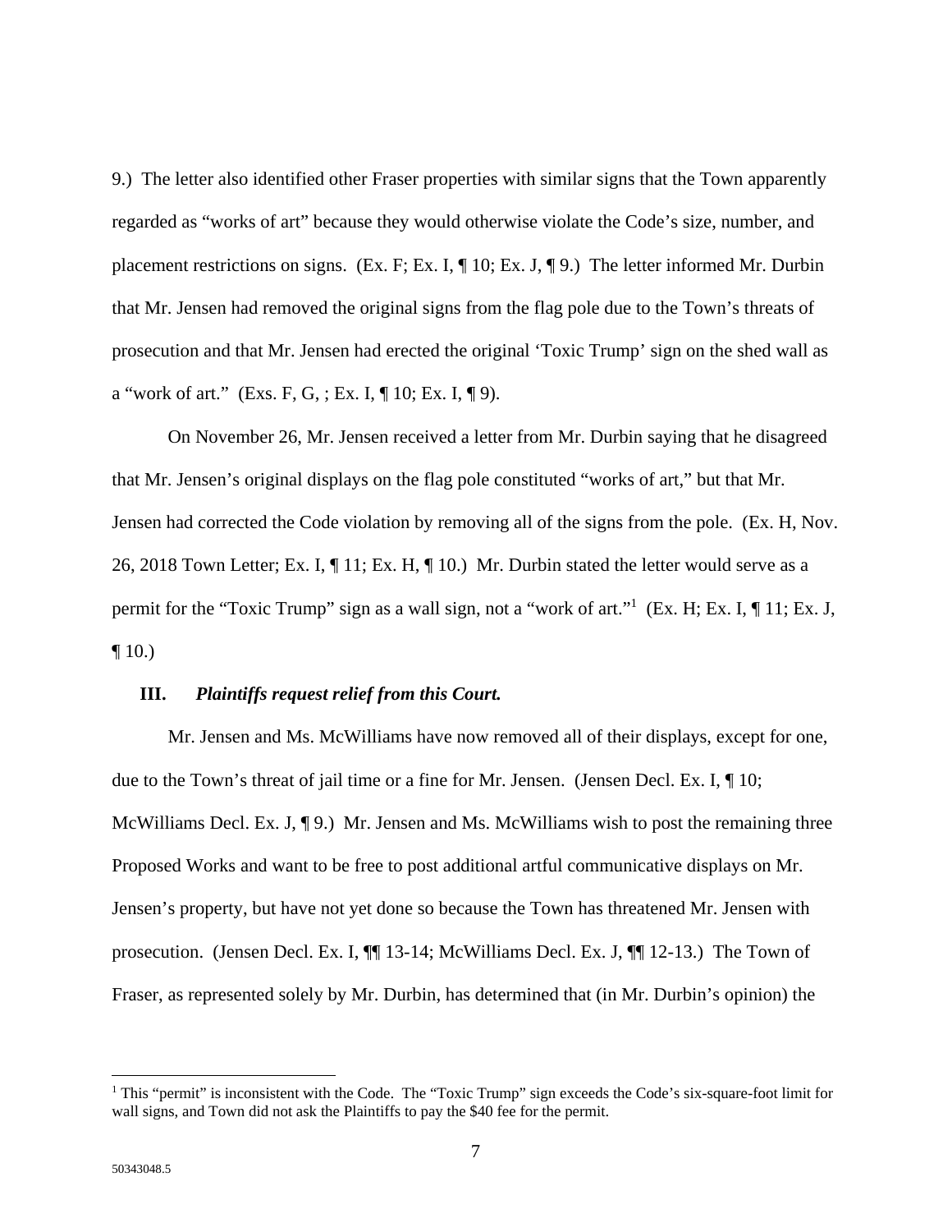9.) The letter also identified other Fraser properties with similar signs that the Town apparently regarded as "works of art" because they would otherwise violate the Code's size, number, and placement restrictions on signs. (Ex. F; Ex. I, ¶ 10; Ex. J, ¶ 9.) The letter informed Mr. Durbin that Mr. Jensen had removed the original signs from the flag pole due to the Town's threats of prosecution and that Mr. Jensen had erected the original 'Toxic Trump' sign on the shed wall as a "work of art." (Exs. F, G, ; Ex. I, ¶ 10; Ex. I, ¶ 9).

On November 26, Mr. Jensen received a letter from Mr. Durbin saying that he disagreed that Mr. Jensen's original displays on the flag pole constituted "works of art," but that Mr. Jensen had corrected the Code violation by removing all of the signs from the pole. (Ex. H, Nov. 26, 2018 Town Letter; Ex. I, ¶ 11; Ex. H, ¶ 10.) Mr. Durbin stated the letter would serve as a permit for the "Toxic Trump" sign as a wall sign, not a "work of art."[1] (Ex. H; Ex. I, ¶ 11; Ex. J, ¶ 10.)

### III. *Plaintiffs request relief from this Court.*

Mr. Jensen and Ms. McWilliams have now removed all of their displays, except for one, due to the Town's threat of jail time or a fine for Mr. Jensen. (Jensen Decl. Ex. I, ¶ 10; McWilliams Decl. Ex. J, ¶ 9.) Mr. Jensen and Ms. McWilliams wish to post the remaining three Proposed Works and want to be free to post additional artful communicative displays on Mr. Jensen's property, but have not yet done so because the Town has threatened Mr. Jensen with prosecution. (Jensen Decl. Ex. I, ¶¶ 13-14; McWilliams Decl. Ex. J, ¶¶ 12-13.) The Town of Fraser, as represented solely by Mr. Durbin, has determined that (in Mr. Durbin's opinion) the

---

[1] This "permit" is inconsistent with the Code. The "Toxic Trump" sign exceeds the Code's six-square-foot limit for wall signs, and Town did not ask the Plaintiffs to pay the $40 fee for the permit.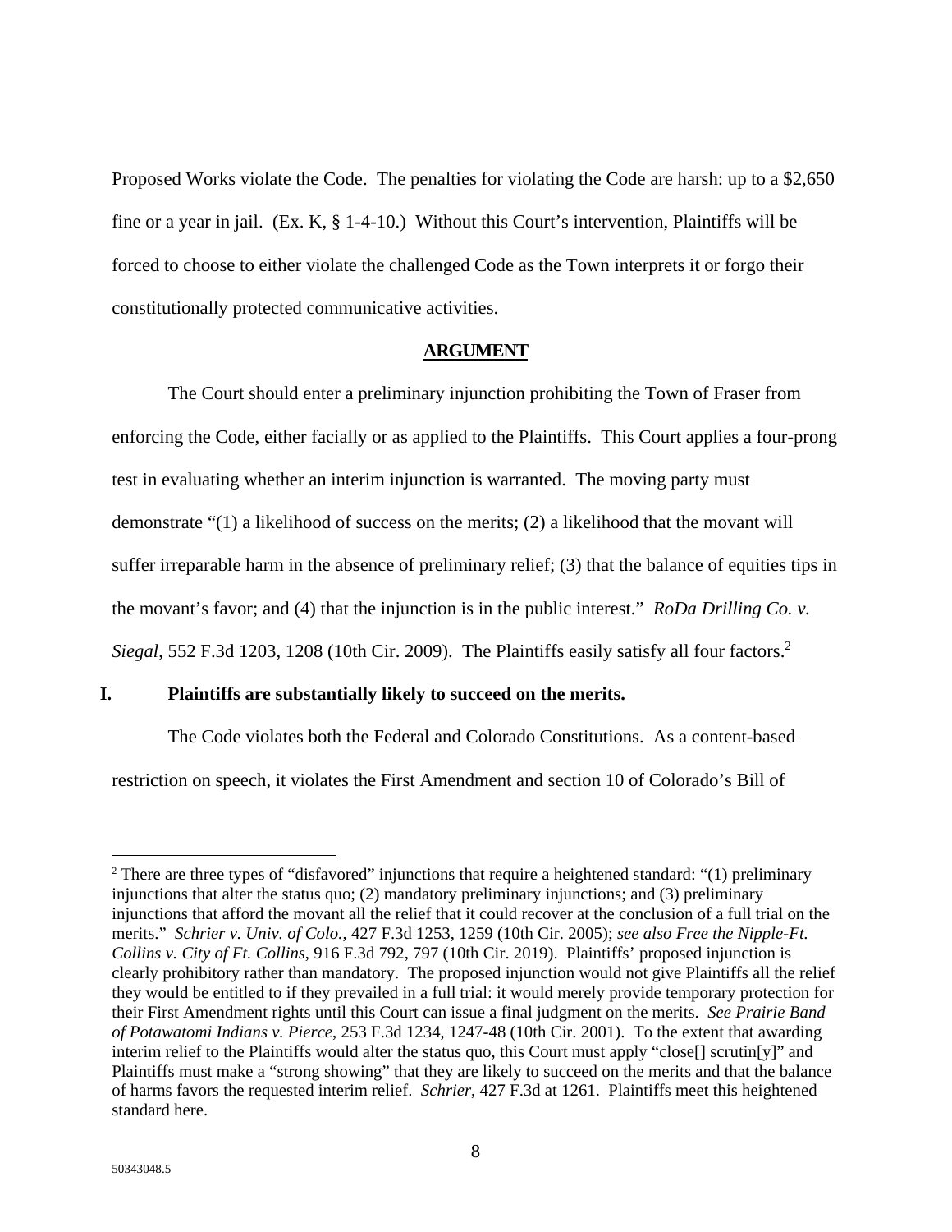Proposed Works violate the Code. The penalties for violating the Code are harsh: up to a $2,650 fine or a year in jail. (Ex. K, § 1-4-10.) Without this Court's intervention, Plaintiffs will be forced to choose to either violate the challenged Code as the Town interprets it or forgo their constitutionally protected communicative activities.

## **ARGUMENT**

The Court should enter a preliminary injunction prohibiting the Town of Fraser from enforcing the Code, either facially or as applied to the Plaintiffs. This Court applies a four-prong test in evaluating whether an interim injunction is warranted. The moving party must demonstrate "(1) a likelihood of success on the merits; (2) a likelihood that the movant will suffer irreparable harm in the absence of preliminary relief; (3) that the balance of equities tips in the movant's favor; and (4) that the injunction is in the public interest." *RoDa Drilling Co. v. Siegal*, 552 F.3d 1203, 1208 (10th Cir. 2009). The Plaintiffs easily satisfy all four factors.[2]

### I. Plaintiffs are substantially likely to succeed on the merits.

The Code violates both the Federal and Colorado Constitutions. As a content-based restriction on speech, it violates the First Amendment and section 10 of Colorado's Bill of

---

[2] There are three types of "disfavored" injunctions that require a heightened standard: "(1) preliminary injunctions that alter the status quo; (2) mandatory preliminary injunctions; and (3) preliminary injunctions that afford the movant all the relief that it could recover at the conclusion of a full trial on the merits." *Schrier v. Univ. of Colo.*, 427 F.3d 1253, 1259 (10th Cir. 2005); *see also Free the Nipple-Ft. Collins v. City of Ft. Collins*, 916 F.3d 792, 797 (10th Cir. 2019). Plaintiffs' proposed injunction is clearly prohibitory rather than mandatory. The proposed injunction would not give Plaintiffs all the relief they would be entitled to if they prevailed in a full trial: it would merely provide temporary protection for their First Amendment rights until this Court can issue a final judgment on the merits. *See Prairie Band of Potawatomi Indians v. Pierce*, 253 F.3d 1234, 1247-48 (10th Cir. 2001). To the extent that awarding interim relief to the Plaintiffs would alter the status quo, this Court must apply "close[] scrutin[y]" and Plaintiffs must make a "strong showing" that they are likely to succeed on the merits and that the balance of harms favors the requested interim relief. *Schrier*, 427 F.3d at 1261. Plaintiffs meet this heightened standard here.

50343048.5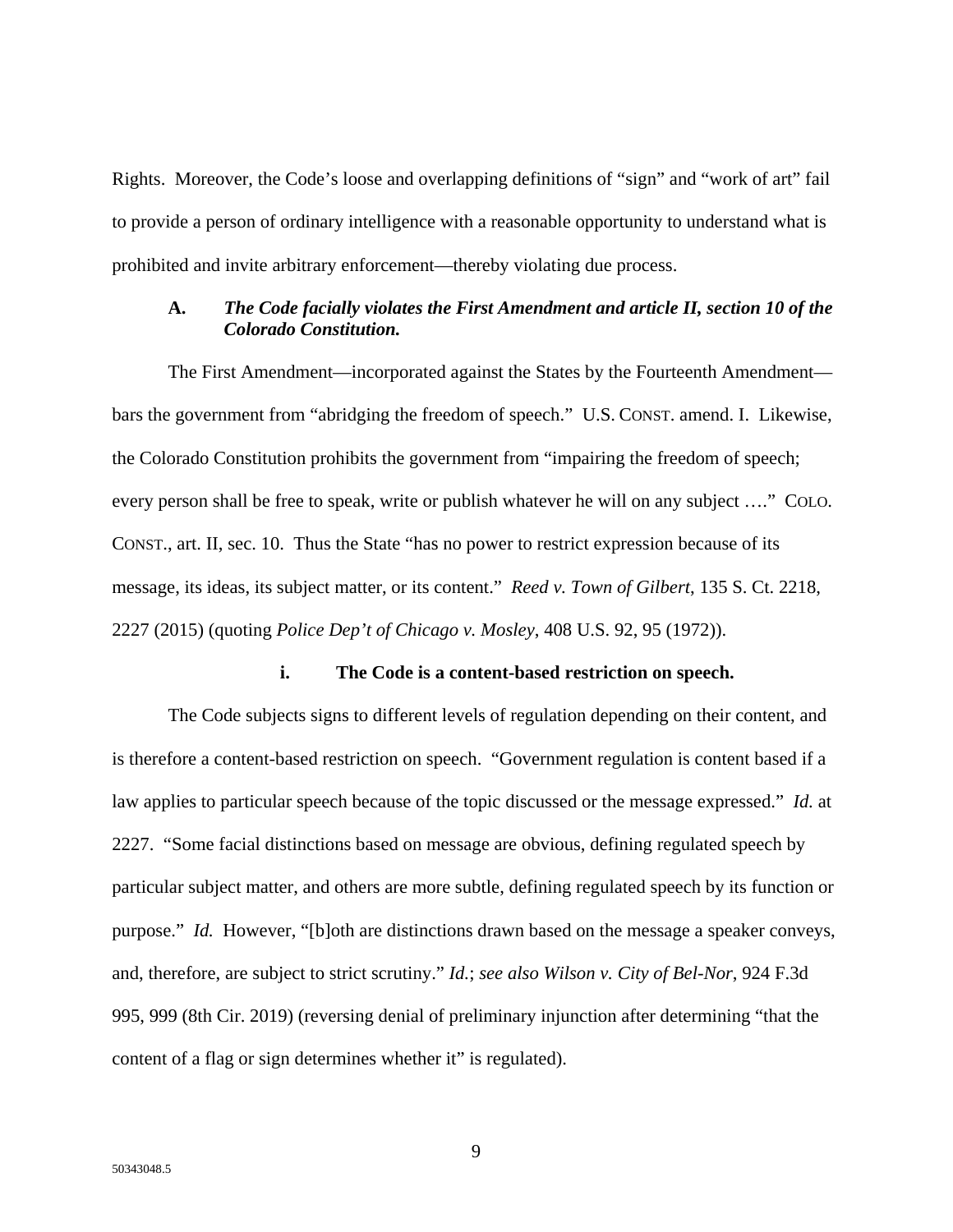Rights. Moreover, the Code's loose and overlapping definitions of "sign" and "work of art" fail to provide a person of ordinary intelligence with a reasonable opportunity to understand what is prohibited and invite arbitrary enforcement—thereby violating due process.

### A. *The Code facially violates the First Amendment and article II, section 10 of the Colorado Constitution.*

The First Amendment—incorporated against the States by the Fourteenth Amendment—bars the government from "abridging the freedom of speech." U.S. CONST. amend. I. Likewise, the Colorado Constitution prohibits the government from "impairing the freedom of speech; every person shall be free to speak, write or publish whatever he will on any subject …." COLO. CONST., art. II, sec. 10. Thus the State "has no power to restrict expression because of its message, its ideas, its subject matter, or its content." *Reed v. Town of Gilbert*, 135 S. Ct. 2218, 2227 (2015) (quoting *Police Dep't of Chicago v. Mosley*, 408 U.S. 92, 95 (1972)).

#### i. The Code is a content-based restriction on speech.

The Code subjects signs to different levels of regulation depending on their content, and is therefore a content-based restriction on speech. "Government regulation is content based if a law applies to particular speech because of the topic discussed or the message expressed." *Id.* at 2227. "Some facial distinctions based on message are obvious, defining regulated speech by particular subject matter, and others are more subtle, defining regulated speech by its function or purpose." *Id.* However, "[b]oth are distinctions drawn based on the message a speaker conveys, and, therefore, are subject to strict scrutiny." *Id.*; *see also Wilson v. City of Bel-Nor*, 924 F.3d 995, 999 (8th Cir. 2019) (reversing denial of preliminary injunction after determining "that the content of a flag or sign determines whether it" is regulated).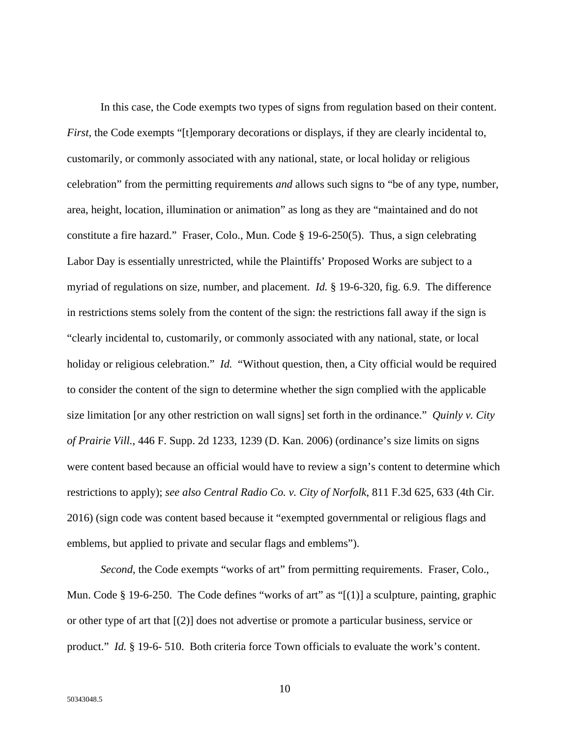In this case, the Code exempts two types of signs from regulation based on their content. *First*, the Code exempts "[t]emporary decorations or displays, if they are clearly incidental to, customarily, or commonly associated with any national, state, or local holiday or religious celebration" from the permitting requirements *and* allows such signs to "be of any type, number, area, height, location, illumination or animation" as long as they are "maintained and do not constitute a fire hazard." Fraser, Colo., Mun. Code § 19-6-250(5). Thus, a sign celebrating Labor Day is essentially unrestricted, while the Plaintiffs' Proposed Works are subject to a myriad of regulations on size, number, and placement. *Id.* § 19-6-320, fig. 6.9. The difference in restrictions stems solely from the content of the sign: the restrictions fall away if the sign is "clearly incidental to, customarily, or commonly associated with any national, state, or local holiday or religious celebration." *Id.* "Without question, then, a City official would be required to consider the content of the sign to determine whether the sign complied with the applicable size limitation [or any other restriction on wall signs] set forth in the ordinance." *Quinly v. City of Prairie Vill.*, 446 F. Supp. 2d 1233, 1239 (D. Kan. 2006) (ordinance's size limits on signs were content based because an official would have to review a sign's content to determine which restrictions to apply); *see also Central Radio Co. v. City of Norfolk*, 811 F.3d 625, 633 (4th Cir. 2016) (sign code was content based because it "exempted governmental or religious flags and emblems, but applied to private and secular flags and emblems").

*Second*, the Code exempts "works of art" from permitting requirements. Fraser, Colo., Mun. Code § 19-6-250. The Code defines "works of art" as "[(1)] a sculpture, painting, graphic or other type of art that [(2)] does not advertise or promote a particular business, service or product." *Id.* § 19-6- 510. Both criteria force Town officials to evaluate the work's content.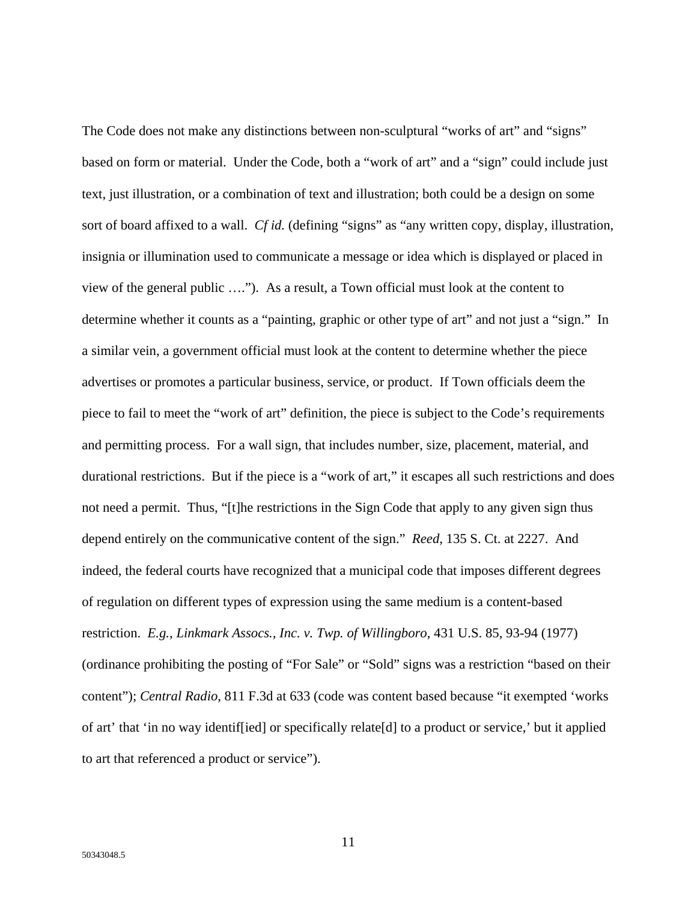The Code does not make any distinctions between non-sculptural "works of art" and "signs" based on form or material. Under the Code, both a "work of art" and a "sign" could include just text, just illustration, or a combination of text and illustration; both could be a design on some sort of board affixed to a wall. *Cf id.* (defining "signs" as "any written copy, display, illustration, insignia or illumination used to communicate a message or idea which is displayed or placed in view of the general public …."). As a result, a Town official must look at the content to determine whether it counts as a "painting, graphic or other type of art" and not just a "sign." In a similar vein, a government official must look at the content to determine whether the piece advertises or promotes a particular business, service, or product. If Town officials deem the piece to fail to meet the "work of art" definition, the piece is subject to the Code's requirements and permitting process. For a wall sign, that includes number, size, placement, material, and durational restrictions. But if the piece is a "work of art," it escapes all such restrictions and does not need a permit. Thus, "[t]he restrictions in the Sign Code that apply to any given sign thus depend entirely on the communicative content of the sign." *Reed*, 135 S. Ct. at 2227. And indeed, the federal courts have recognized that a municipal code that imposes different degrees of regulation on different types of expression using the same medium is a content-based restriction. *E.g.*, *Linkmark Assocs., Inc. v. Twp. of Willingboro*, 431 U.S. 85, 93-94 (1977) (ordinance prohibiting the posting of "For Sale" or "Sold" signs was a restriction "based on their content"); *Central Radio*, 811 F.3d at 633 (code was content based because "it exempted 'works of art' that 'in no way identif[ied] or specifically relate[d] to a product or service,' but it applied to art that referenced a product or service").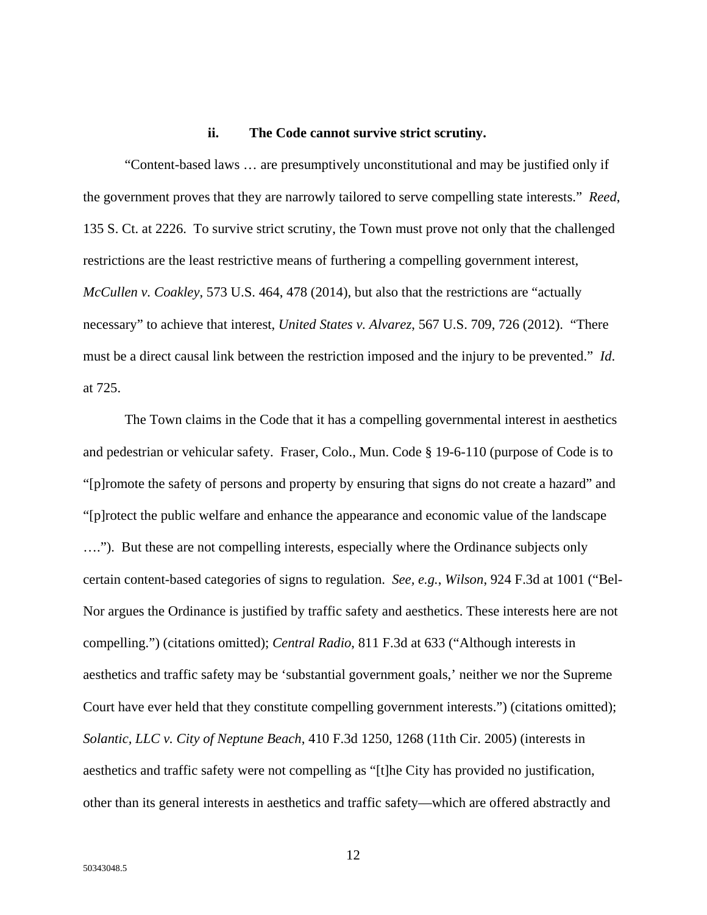### ii. The Code cannot survive strict scrutiny.

"Content-based laws … are presumptively unconstitutional and may be justified only if the government proves that they are narrowly tailored to serve compelling state interests." *Reed*, 135 S. Ct. at 2226. To survive strict scrutiny, the Town must prove not only that the challenged restrictions are the least restrictive means of furthering a compelling government interest, *McCullen v. Coakley*, 573 U.S. 464, 478 (2014), but also that the restrictions are "actually necessary" to achieve that interest, *United States v. Alvarez*, 567 U.S. 709, 726 (2012). "There must be a direct causal link between the restriction imposed and the injury to be prevented." *Id.* at 725.

The Town claims in the Code that it has a compelling governmental interest in aesthetics and pedestrian or vehicular safety. Fraser, Colo., Mun. Code § 19-6-110 (purpose of Code is to "[p]romote the safety of persons and property by ensuring that signs do not create a hazard" and "[p]rotect the public welfare and enhance the appearance and economic value of the landscape …."). But these are not compelling interests, especially where the Ordinance subjects only certain content-based categories of signs to regulation. *See, e.g.*, *Wilson*, 924 F.3d at 1001 ("Bel-Nor argues the Ordinance is justified by traffic safety and aesthetics. These interests here are not compelling.") (citations omitted); *Central Radio*, 811 F.3d at 633 ("Although interests in aesthetics and traffic safety may be 'substantial government goals,' neither we nor the Supreme Court have ever held that they constitute compelling government interests.") (citations omitted); *Solantic, LLC v. City of Neptune Beach*, 410 F.3d 1250, 1268 (11th Cir. 2005) (interests in aesthetics and traffic safety were not compelling as "[t]he City has provided no justification, other than its general interests in aesthetics and traffic safety—which are offered abstractly and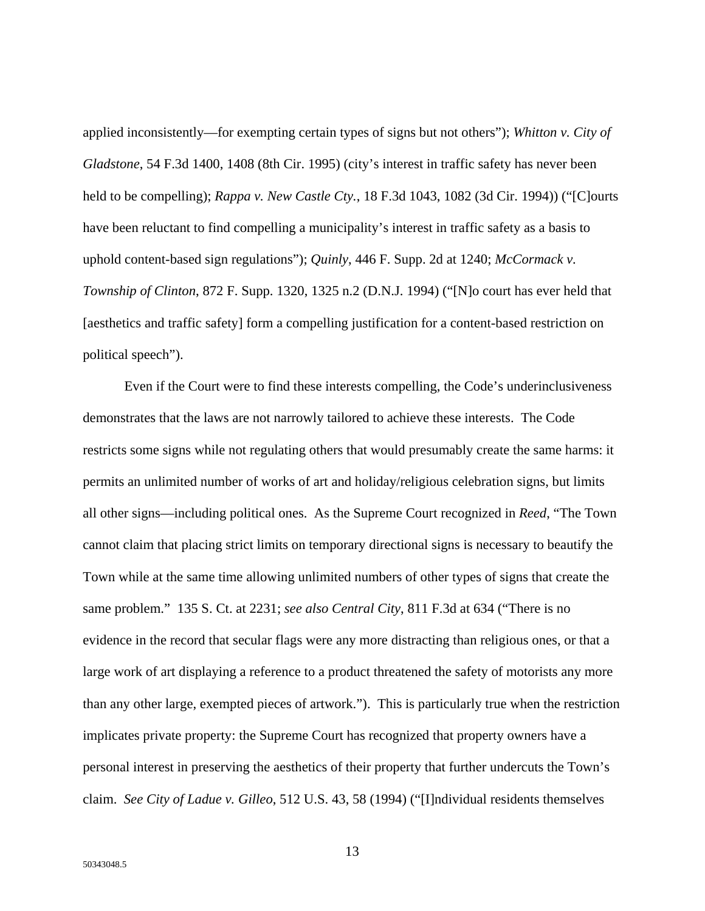applied inconsistently—for exempting certain types of signs but not others"); *Whitton v. City of Gladstone*, 54 F.3d 1400, 1408 (8th Cir. 1995) (city's interest in traffic safety has never been held to be compelling); *Rappa v. New Castle Cty.*, 18 F.3d 1043, 1082 (3d Cir. 1994)) ("[C]ourts have been reluctant to find compelling a municipality's interest in traffic safety as a basis to uphold content-based sign regulations"); *Quinly*, 446 F. Supp. 2d at 1240; *McCormack v. Township of Clinton*, 872 F. Supp. 1320, 1325 n.2 (D.N.J. 1994) ("[N]o court has ever held that [aesthetics and traffic safety] form a compelling justification for a content-based restriction on political speech").

Even if the Court were to find these interests compelling, the Code's underinclusiveness demonstrates that the laws are not narrowly tailored to achieve these interests. The Code restricts some signs while not regulating others that would presumably create the same harms: it permits an unlimited number of works of art and holiday/religious celebration signs, but limits all other signs—including political ones. As the Supreme Court recognized in *Reed*, "The Town cannot claim that placing strict limits on temporary directional signs is necessary to beautify the Town while at the same time allowing unlimited numbers of other types of signs that create the same problem." 135 S. Ct. at 2231; *see also Central City*, 811 F.3d at 634 ("There is no evidence in the record that secular flags were any more distracting than religious ones, or that a large work of art displaying a reference to a product threatened the safety of motorists any more than any other large, exempted pieces of artwork."). This is particularly true when the restriction implicates private property: the Supreme Court has recognized that property owners have a personal interest in preserving the aesthetics of their property that further undercuts the Town's claim. *See City of Ladue v. Gilleo*, 512 U.S. 43, 58 (1994) ("[I]ndividual residents themselves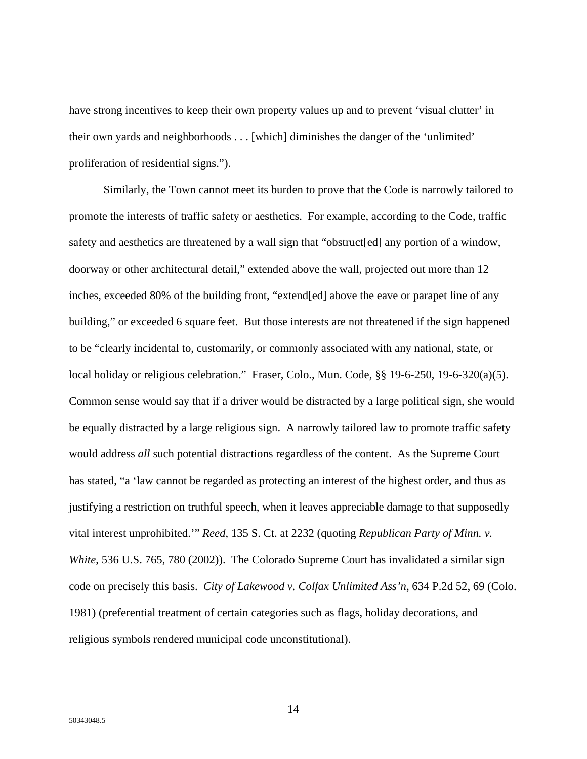have strong incentives to keep their own property values up and to prevent ‘visual clutter’ in their own yards and neighborhoods . . . [which] diminishes the danger of the ‘unlimited’ proliferation of residential signs.”).

Similarly, the Town cannot meet its burden to prove that the Code is narrowly tailored to promote the interests of traffic safety or aesthetics. For example, according to the Code, traffic safety and aesthetics are threatened by a wall sign that “obstruct[ed] any portion of a window, doorway or other architectural detail,” extended above the wall, projected out more than 12 inches, exceeded 80% of the building front, “extend[ed] above the eave or parapet line of any building,” or exceeded 6 square feet. But those interests are not threatened if the sign happened to be “clearly incidental to, customarily, or commonly associated with any national, state, or local holiday or religious celebration.” Fraser, Colo., Mun. Code, §§ 19-6-250, 19-6-320(a)(5). Common sense would say that if a driver would be distracted by a large political sign, she would be equally distracted by a large religious sign. A narrowly tailored law to promote traffic safety would address *all* such potential distractions regardless of the content. As the Supreme Court has stated, “a ‘law cannot be regarded as protecting an interest of the highest order, and thus as justifying a restriction on truthful speech, when it leaves appreciable damage to that supposedly vital interest unprohibited.’” *Reed*, 135 S. Ct. at 2232 (quoting *Republican Party of Minn. v. White*, 536 U.S. 765, 780 (2002)). The Colorado Supreme Court has invalidated a similar sign code on precisely this basis. *City of Lakewood v. Colfax Unlimited Ass’n*, 634 P.2d 52, 69 (Colo. 1981) (preferential treatment of certain categories such as flags, holiday decorations, and religious symbols rendered municipal code unconstitutional).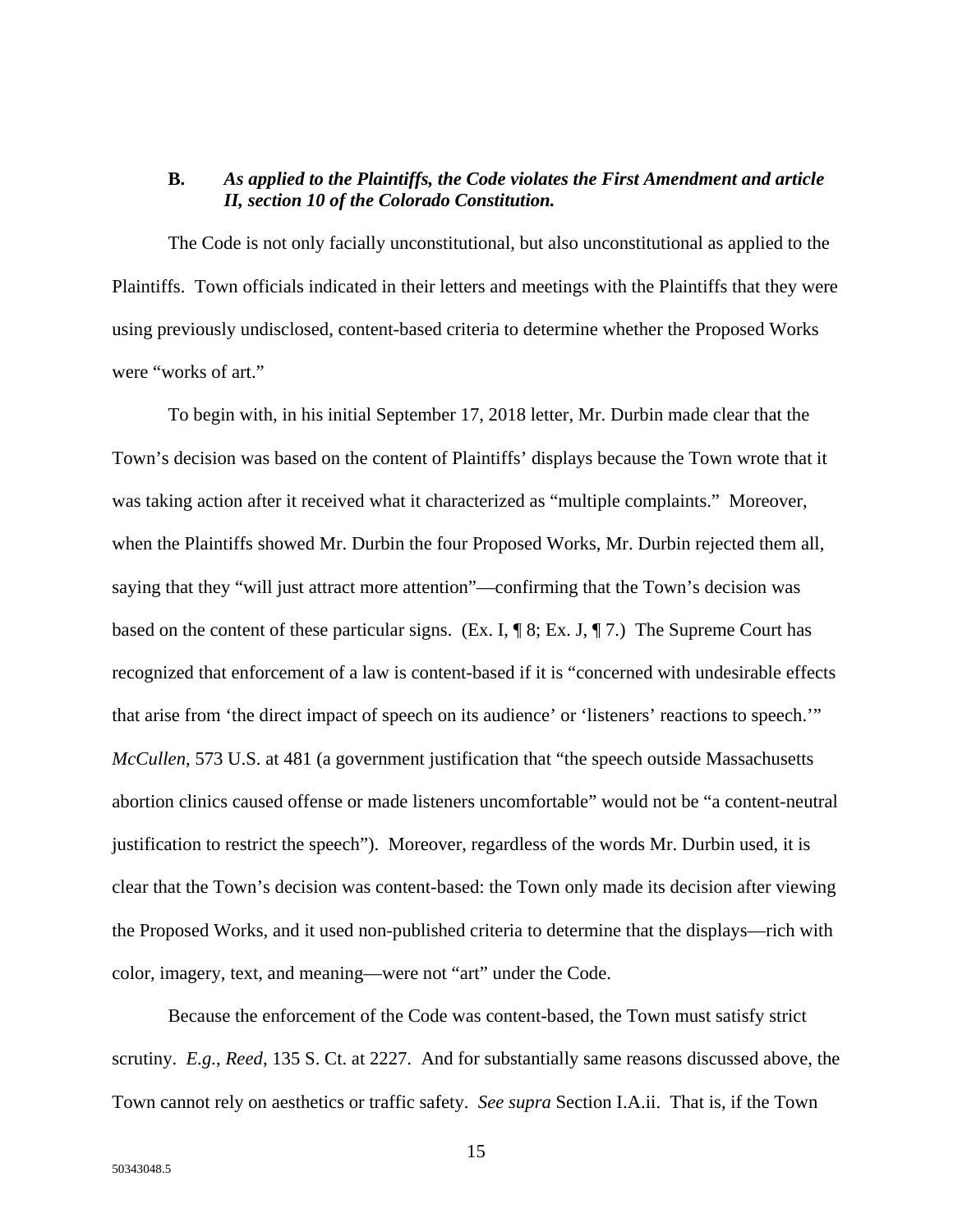### B. *As applied to the Plaintiffs, the Code violates the First Amendment and article II, section 10 of the Colorado Constitution.*

The Code is not only facially unconstitutional, but also unconstitutional as applied to the Plaintiffs. Town officials indicated in their letters and meetings with the Plaintiffs that they were using previously undisclosed, content-based criteria to determine whether the Proposed Works were "works of art."

To begin with, in his initial September 17, 2018 letter, Mr. Durbin made clear that the Town's decision was based on the content of Plaintiffs' displays because the Town wrote that it was taking action after it received what it characterized as "multiple complaints." Moreover, when the Plaintiffs showed Mr. Durbin the four Proposed Works, Mr. Durbin rejected them all, saying that they "will just attract more attention"—confirming that the Town's decision was based on the content of these particular signs. (Ex. I, ¶ 8; Ex. J, ¶ 7.) The Supreme Court has recognized that enforcement of a law is content-based if it is "concerned with undesirable effects that arise from 'the direct impact of speech on its audience' or 'listeners' reactions to speech.'" *McCullen*, 573 U.S. at 481 (a government justification that "the speech outside Massachusetts abortion clinics caused offense or made listeners uncomfortable" would not be "a content-neutral justification to restrict the speech"). Moreover, regardless of the words Mr. Durbin used, it is clear that the Town's decision was content-based: the Town only made its decision after viewing the Proposed Works, and it used non-published criteria to determine that the displays—rich with color, imagery, text, and meaning—were not "art" under the Code.

Because the enforcement of the Code was content-based, the Town must satisfy strict scrutiny. *E.g.*, *Reed*, 135 S. Ct. at 2227. And for substantially same reasons discussed above, the Town cannot rely on aesthetics or traffic safety. *See supra* Section I.A.ii. That is, if the Town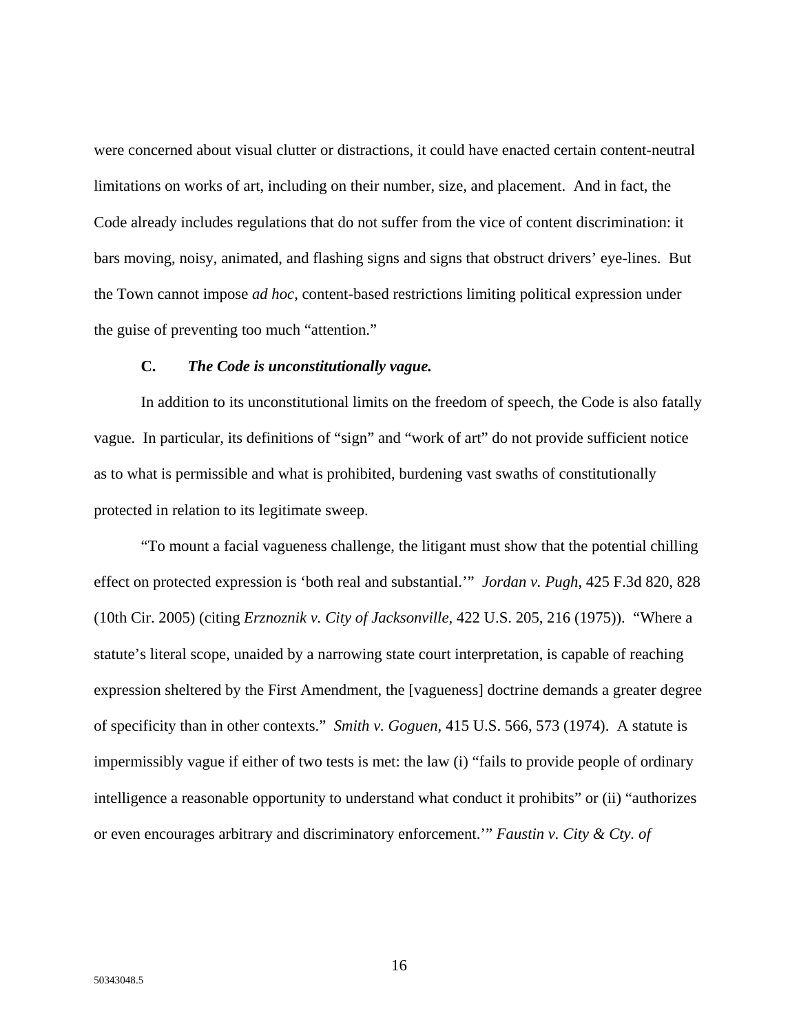were concerned about visual clutter or distractions, it could have enacted certain content-neutral limitations on works of art, including on their number, size, and placement. And in fact, the Code already includes regulations that do not suffer from the vice of content discrimination: it bars moving, noisy, animated, and flashing signs and signs that obstruct drivers' eye-lines. But the Town cannot impose *ad hoc*, content-based restrictions limiting political expression under the guise of preventing too much "attention."

### C. *The Code is unconstitutionally vague.*

In addition to its unconstitutional limits on the freedom of speech, the Code is also fatally vague. In particular, its definitions of "sign" and "work of art" do not provide sufficient notice as to what is permissible and what is prohibited, burdening vast swaths of constitutionally protected in relation to its legitimate sweep.

"To mount a facial vagueness challenge, the litigant must show that the potential chilling effect on protected expression is 'both real and substantial.'" *Jordan v. Pugh*, 425 F.3d 820, 828 (10th Cir. 2005) (citing *Erznoznik v. City of Jacksonville*, 422 U.S. 205, 216 (1975)). "Where a statute's literal scope, unaided by a narrowing state court interpretation, is capable of reaching expression sheltered by the First Amendment, the [vagueness] doctrine demands a greater degree of specificity than in other contexts." *Smith v. Goguen*, 415 U.S. 566, 573 (1974). A statute is impermissibly vague if either of two tests is met: the law (i) "fails to provide people of ordinary intelligence a reasonable opportunity to understand what conduct it prohibits" or (ii) "authorizes or even encourages arbitrary and discriminatory enforcement.'" *Faustin v. City & Cty. of*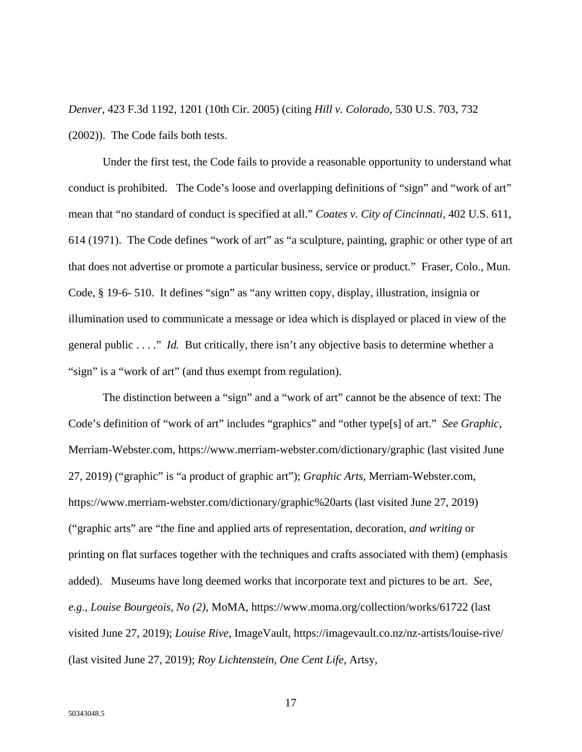*Denver*, 423 F.3d 1192, 1201 (10th Cir. 2005) (citing *Hill v. Colorado*, 530 U.S. 703, 732 (2002)). The Code fails both tests.

Under the first test, the Code fails to provide a reasonable opportunity to understand what conduct is prohibited. The Code's loose and overlapping definitions of "sign" and "work of art" mean that "no standard of conduct is specified at all." *Coates v. City of Cincinnati*, 402 U.S. 611, 614 (1971). The Code defines "work of art" as "a sculpture, painting, graphic or other type of art that does not advertise or promote a particular business, service or product." Fraser, Colo., Mun. Code, § 19-6- 510. It defines "sign" as "any written copy, display, illustration, insignia or illumination used to communicate a message or idea which is displayed or placed in view of the general public . . . ." *Id.* But critically, there isn't any objective basis to determine whether a "sign" is a "work of art" (and thus exempt from regulation).

The distinction between a "sign" and a "work of art" cannot be the absence of text: The Code's definition of "work of art" includes "graphics" and "other type[s] of art." *See Graphic*, Merriam-Webster.com, https://www.merriam-webster.com/dictionary/graphic (last visited June 27, 2019) ("graphic" is "a product of graphic art"); *Graphic Arts*, Merriam-Webster.com, https://www.merriam-webster.com/dictionary/graphic%20arts (last visited June 27, 2019) ("graphic arts" are "the fine and applied arts of representation, decoration, *and writing* or printing on flat surfaces together with the techniques and crafts associated with them) (emphasis added). Museums have long deemed works that incorporate text and pictures to be art. *See, e.g.*, *Louise Bourgeois, No (2)*, MoMA, https://www.moma.org/collection/works/61722 (last visited June 27, 2019); *Louise Rive*, ImageVault, https://imagevault.co.nz/nz-artists/louise-rive/ (last visited June 27, 2019); *Roy Lichtenstein, One Cent Life*, Artsy,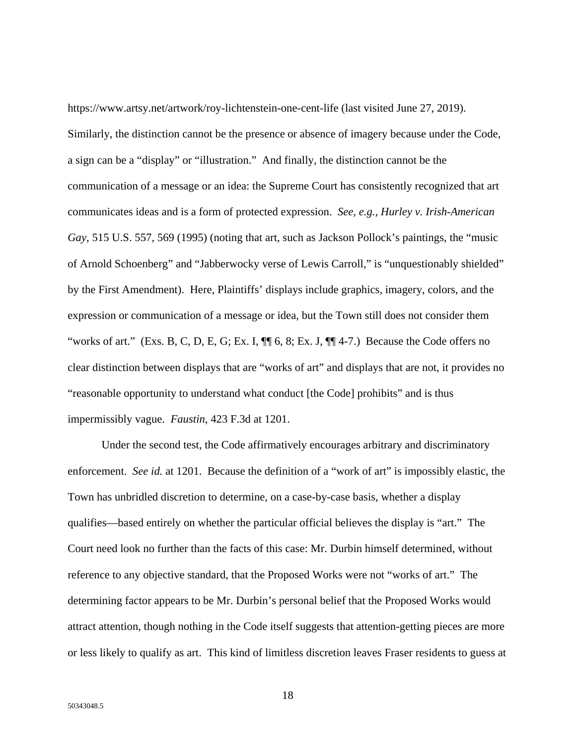https://www.artsy.net/artwork/roy-lichtenstein-one-cent-life (last visited June 27, 2019). Similarly, the distinction cannot be the presence or absence of imagery because under the Code, a sign can be a "display" or "illustration." And finally, the distinction cannot be the communication of a message or an idea: the Supreme Court has consistently recognized that art communicates ideas and is a form of protected expression. *See, e.g., Hurley v. Irish-American Gay*, 515 U.S. 557, 569 (1995) (noting that art, such as Jackson Pollock's paintings, the "music of Arnold Schoenberg" and "Jabberwocky verse of Lewis Carroll," is "unquestionably shielded" by the First Amendment). Here, Plaintiffs' displays include graphics, imagery, colors, and the expression or communication of a message or idea, but the Town still does not consider them "works of art." (Exs. B, C, D, E, G; Ex. I, ¶¶ 6, 8; Ex. J, ¶¶ 4-7.) Because the Code offers no clear distinction between displays that are "works of art" and displays that are not, it provides no "reasonable opportunity to understand what conduct [the Code] prohibits" and is thus impermissibly vague. *Faustin*, 423 F.3d at 1201.

Under the second test, the Code affirmatively encourages arbitrary and discriminatory enforcement. *See id.* at 1201. Because the definition of a "work of art" is impossibly elastic, the Town has unbridled discretion to determine, on a case-by-case basis, whether a display qualifies—based entirely on whether the particular official believes the display is "art." The Court need look no further than the facts of this case: Mr. Durbin himself determined, without reference to any objective standard, that the Proposed Works were not "works of art." The determining factor appears to be Mr. Durbin's personal belief that the Proposed Works would attract attention, though nothing in the Code itself suggests that attention-getting pieces are more or less likely to qualify as art. This kind of limitless discretion leaves Fraser residents to guess at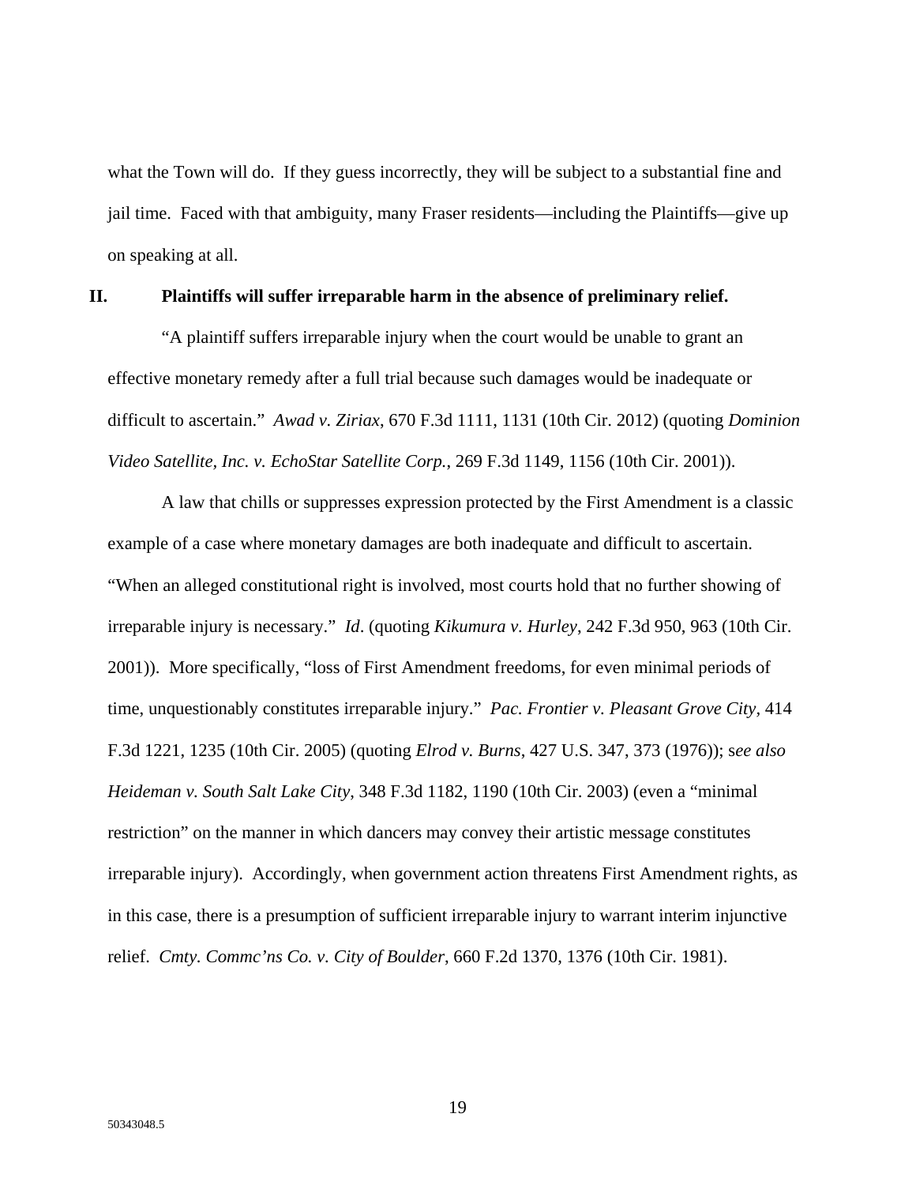what the Town will do. If they guess incorrectly, they will be subject to a substantial fine and jail time. Faced with that ambiguity, many Fraser residents—including the Plaintiffs—give up on speaking at all.

## II. Plaintiffs will suffer irreparable harm in the absence of preliminary relief.

"A plaintiff suffers irreparable injury when the court would be unable to grant an effective monetary remedy after a full trial because such damages would be inadequate or difficult to ascertain." *Awad v. Ziriax*, 670 F.3d 1111, 1131 (10th Cir. 2012) (quoting *Dominion Video Satellite, Inc. v. EchoStar Satellite Corp.*, 269 F.3d 1149, 1156 (10th Cir. 2001)).

A law that chills or suppresses expression protected by the First Amendment is a classic example of a case where monetary damages are both inadequate and difficult to ascertain. "When an alleged constitutional right is involved, most courts hold that no further showing of irreparable injury is necessary." *Id*. (quoting *Kikumura v. Hurley*, 242 F.3d 950, 963 (10th Cir. 2001)). More specifically, "loss of First Amendment freedoms, for even minimal periods of time, unquestionably constitutes irreparable injury." *Pac. Frontier v. Pleasant Grove City*, 414 F.3d 1221, 1235 (10th Cir. 2005) (quoting *Elrod v. Burns*, 427 U.S. 347, 373 (1976)); *see also Heideman v. South Salt Lake City*, 348 F.3d 1182, 1190 (10th Cir. 2003) (even a "minimal restriction" on the manner in which dancers may convey their artistic message constitutes irreparable injury). Accordingly, when government action threatens First Amendment rights, as in this case, there is a presumption of sufficient irreparable injury to warrant interim injunctive relief. *Cmty. Commc'ns Co. v. City of Boulder*, 660 F.2d 1370, 1376 (10th Cir. 1981).

50343048.5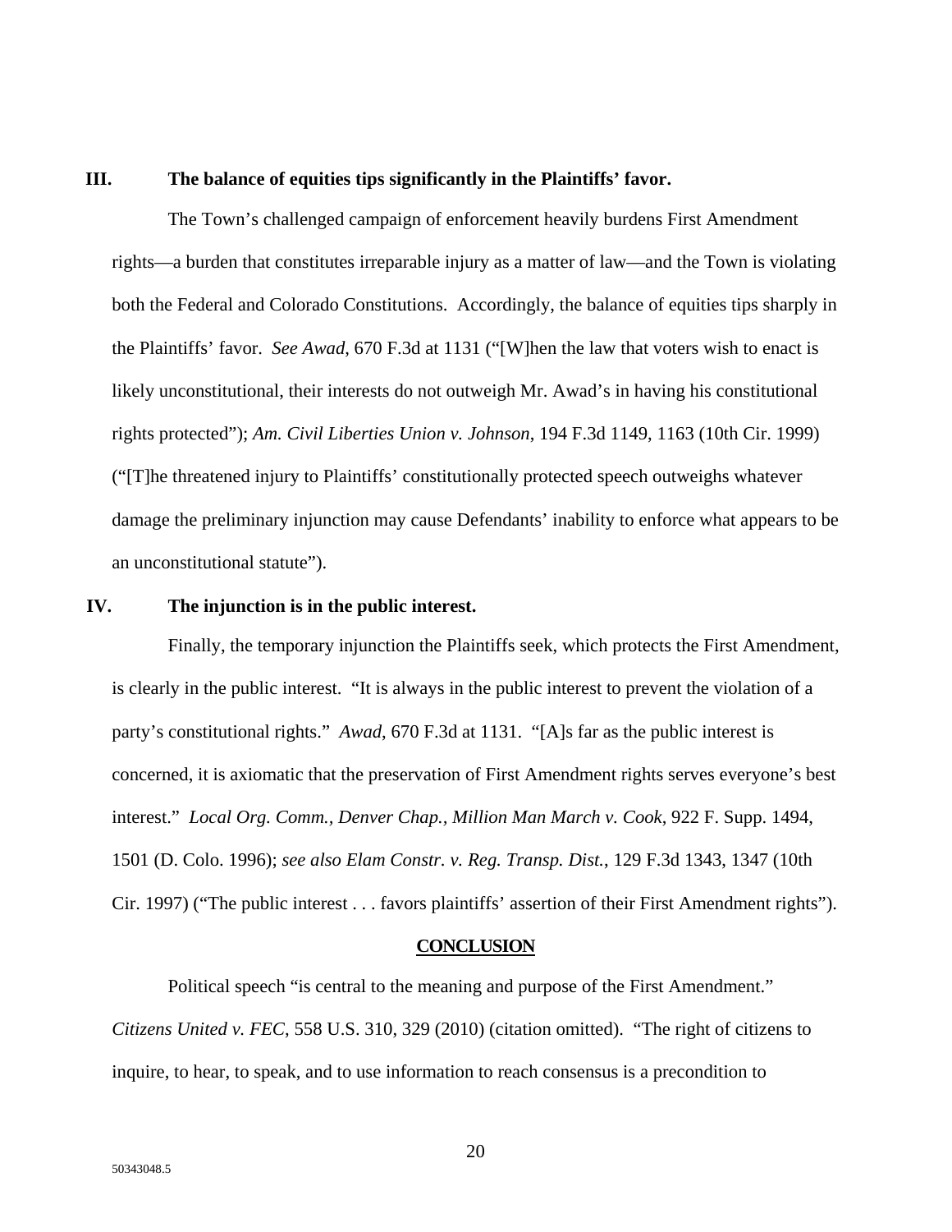## III. The balance of equities tips significantly in the Plaintiffs' favor.

The Town's challenged campaign of enforcement heavily burdens First Amendment rights—a burden that constitutes irreparable injury as a matter of law—and the Town is violating both the Federal and Colorado Constitutions. Accordingly, the balance of equities tips sharply in the Plaintiffs' favor. *See Awad*, 670 F.3d at 1131 ("[W]hen the law that voters wish to enact is likely unconstitutional, their interests do not outweigh Mr. Awad's in having his constitutional rights protected"); *Am. Civil Liberties Union v. Johnson*, 194 F.3d 1149, 1163 (10th Cir. 1999) ("[T]he threatened injury to Plaintiffs' constitutionally protected speech outweighs whatever damage the preliminary injunction may cause Defendants' inability to enforce what appears to be an unconstitutional statute").

## IV. The injunction is in the public interest.

Finally, the temporary injunction the Plaintiffs seek, which protects the First Amendment, is clearly in the public interest. "It is always in the public interest to prevent the violation of a party's constitutional rights." *Awad*, 670 F.3d at 1131. "[A]s far as the public interest is concerned, it is axiomatic that the preservation of First Amendment rights serves everyone's best interest." *Local Org. Comm., Denver Chap., Million Man March v. Cook*, 922 F. Supp. 1494, 1501 (D. Colo. 1996); *see also Elam Constr. v. Reg. Transp. Dist.*, 129 F.3d 1343, 1347 (10th Cir. 1997) ("The public interest . . . favors plaintiffs' assertion of their First Amendment rights").

## CONCLUSION

Political speech "is central to the meaning and purpose of the First Amendment." *Citizens United v. FEC*, 558 U.S. 310, 329 (2010) (citation omitted). "The right of citizens to inquire, to hear, to speak, and to use information to reach consensus is a precondition to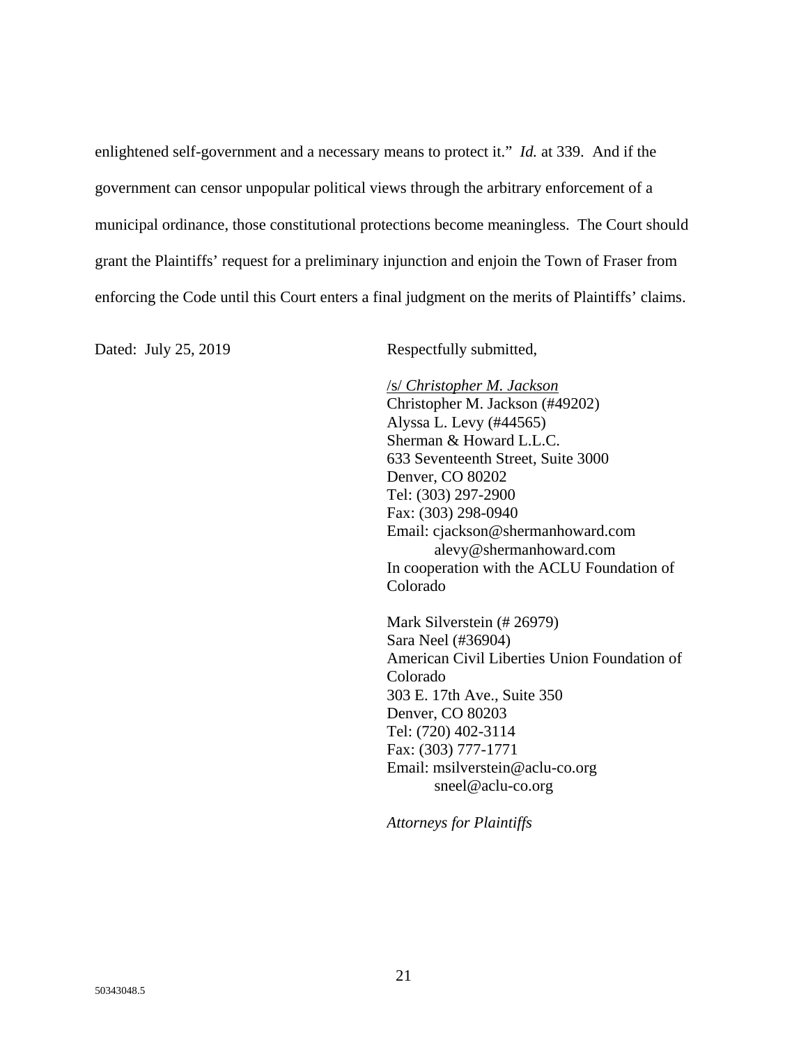enlightened self-government and a necessary means to protect it." *Id.* at 339. And if the government can censor unpopular political views through the arbitrary enforcement of a municipal ordinance, those constitutional protections become meaningless. The Court should grant the Plaintiffs' request for a preliminary injunction and enjoin the Town of Fraser from enforcing the Code until this Court enters a final judgment on the merits of Plaintiffs' claims.

Dated: July 25, 2019

Respectfully submitted,

/s/ *Christopher M. Jackson*
Christopher M. Jackson (#49202)
Alyssa L. Levy (#44565)
Sherman & Howard L.L.C.
633 Seventeenth Street, Suite 3000
Denver, CO 80202
Tel: (303) 297-2900
Fax: (303) 298-0940
Email: cjackson@shermanhoward.com
alevy@shermanhoward.com
In cooperation with the ACLU Foundation of Colorado

Mark Silverstein (# 26979)
Sara Neel (#36904)
American Civil Liberties Union Foundation of Colorado
303 E. 17th Ave., Suite 350
Denver, CO 80203
Tel: (720) 402-3114
Fax: (303) 777-1771
Email: msilverstein@aclu-co.org
sneel@aclu-co.org

*Attorneys for Plaintiffs*

50343048.5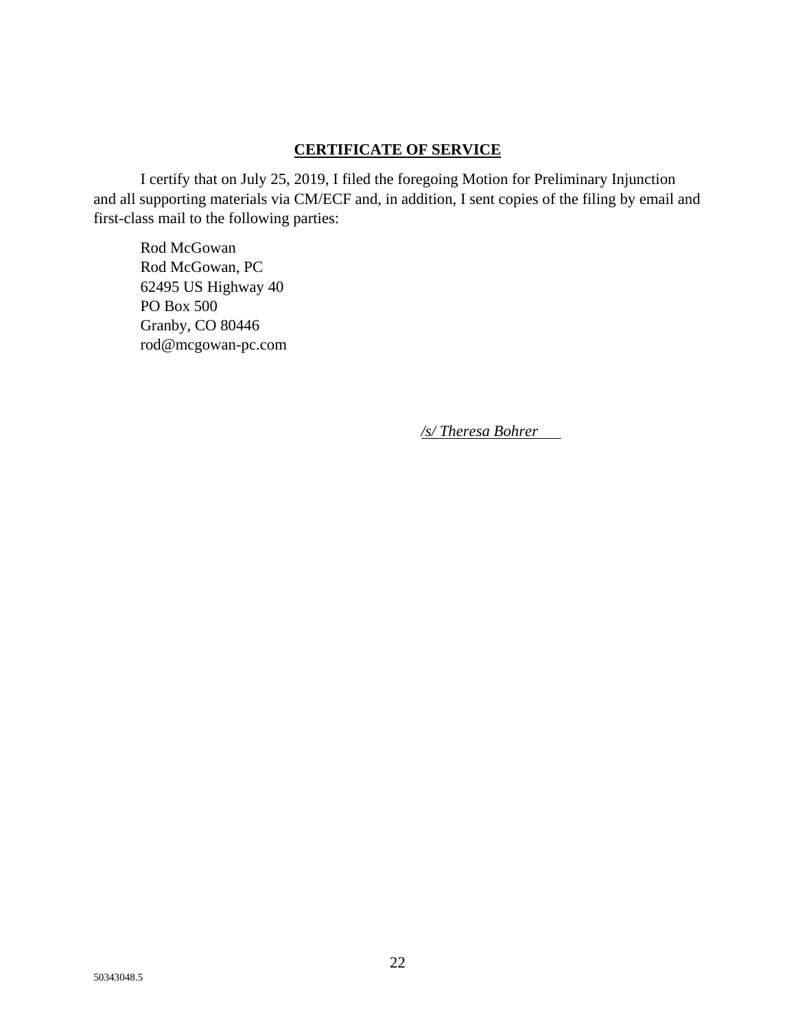## CERTIFICATE OF SERVICE

I certify that on July 25, 2019, I filed the foregoing Motion for Preliminary Injunction and all supporting materials via CM/ECF and, in addition, I sent copies of the filing by email and first-class mail to the following parties:

Rod McGowan
Rod McGowan, PC
62495 US Highway 40
PO Box 500
Granby, CO 80446
rod@mcgowan-pc.com

*/s/ Theresa Bohrer*

50343048.5